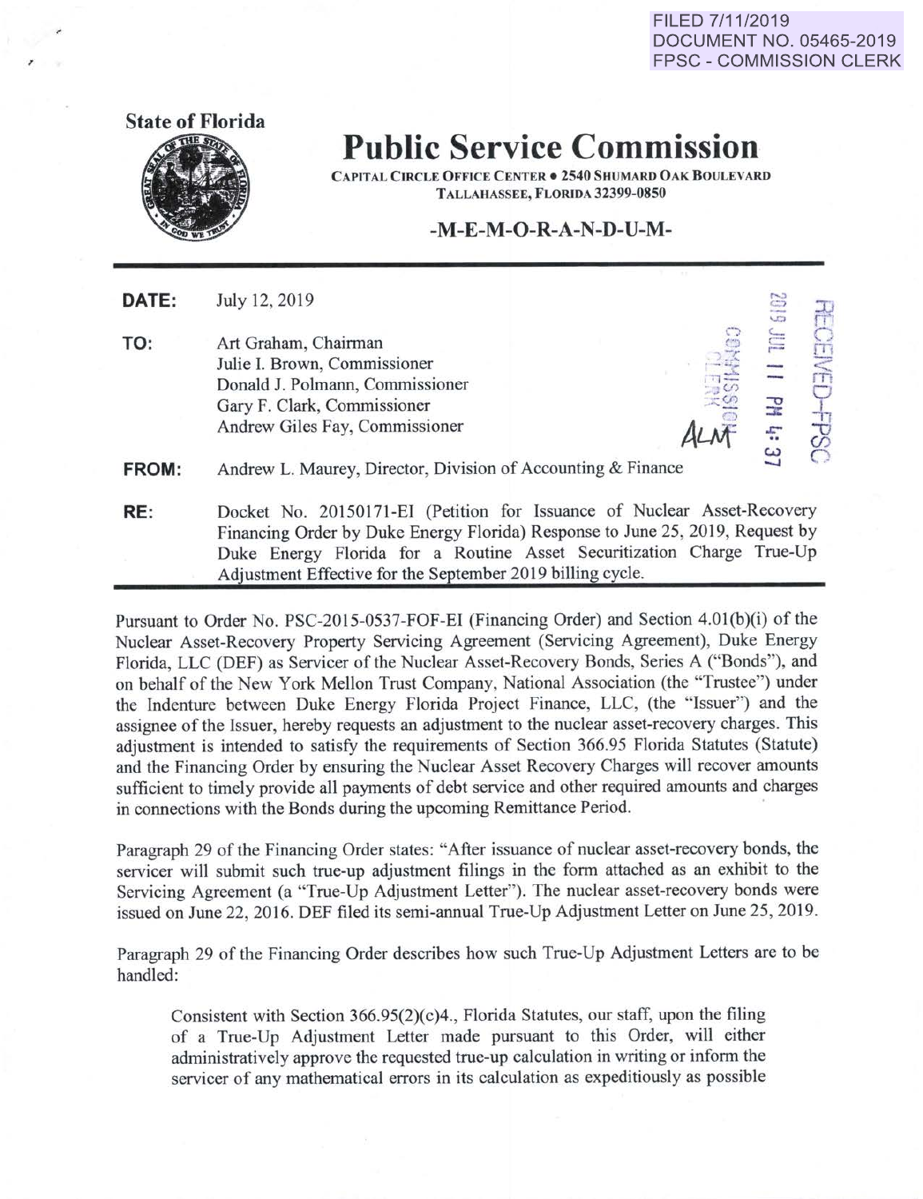FILED 7/11/2019
DOCUMENT NO. 05465-2019
FPSC - COMMISSION CLERK

State of Florida

# Public Service Commission

CAPITAL CIRCLE OFFICE CENTER • 2540 SHUMARD OAK BOULEVARD
TALLAHASSEE, FLORIDA 32399-0850

## -M-E-M-O-R-A-N-D-U-M-

RECEIVED-FPSC
2019 JUL 11 PM 4:37
COMMISSION CLERK

**DATE:** July 12, 2019

**TO:** Art Graham, Chairman
Julie I. Brown, Commissioner
Donald J. Polmann, Commissioner
Gary F. Clark, Commissioner
Andrew Giles Fay, Commissioner

ALM

**FROM:** Andrew L. Maurey, Director, Division of Accounting & Finance

**RE:** Docket No. 20150171-EI (Petition for Issuance of Nuclear Asset-Recovery Financing Order by Duke Energy Florida) Response to June 25, 2019, Request by Duke Energy Florida for a Routine Asset Securitization Charge True-Up Adjustment Effective for the September 2019 billing cycle.

---

Pursuant to Order No. PSC-2015-0537-FOF-EI (Financing Order) and Section 4.01(b)(i) of the Nuclear Asset-Recovery Property Servicing Agreement (Servicing Agreement), Duke Energy Florida, LLC (DEF) as Servicer of the Nuclear Asset-Recovery Bonds, Series A ("Bonds"), and on behalf of the New York Mellon Trust Company, National Association (the "Trustee") under the Indenture between Duke Energy Florida Project Finance, LLC, (the "Issuer") and the assignee of the Issuer, hereby requests an adjustment to the nuclear asset-recovery charges. This adjustment is intended to satisfy the requirements of Section 366.95 Florida Statutes (Statute) and the Financing Order by ensuring the Nuclear Asset Recovery Charges will recover amounts sufficient to timely provide all payments of debt service and other required amounts and charges in connections with the Bonds during the upcoming Remittance Period.

Paragraph 29 of the Financing Order states: "After issuance of nuclear asset-recovery bonds, the servicer will submit such true-up adjustment filings in the form attached as an exhibit to the Servicing Agreement (a "True-Up Adjustment Letter"). The nuclear asset-recovery bonds were issued on June 22, 2016. DEF filed its semi-annual True-Up Adjustment Letter on June 25, 2019.

Paragraph 29 of the Financing Order describes how such True-Up Adjustment Letters are to be handled:

> Consistent with Section 366.95(2)(c)4., Florida Statutes, our staff, upon the filing of a True-Up Adjustment Letter made pursuant to this Order, will either administratively approve the requested true-up calculation in writing or inform the servicer of any mathematical errors in its calculation as expeditiously as possible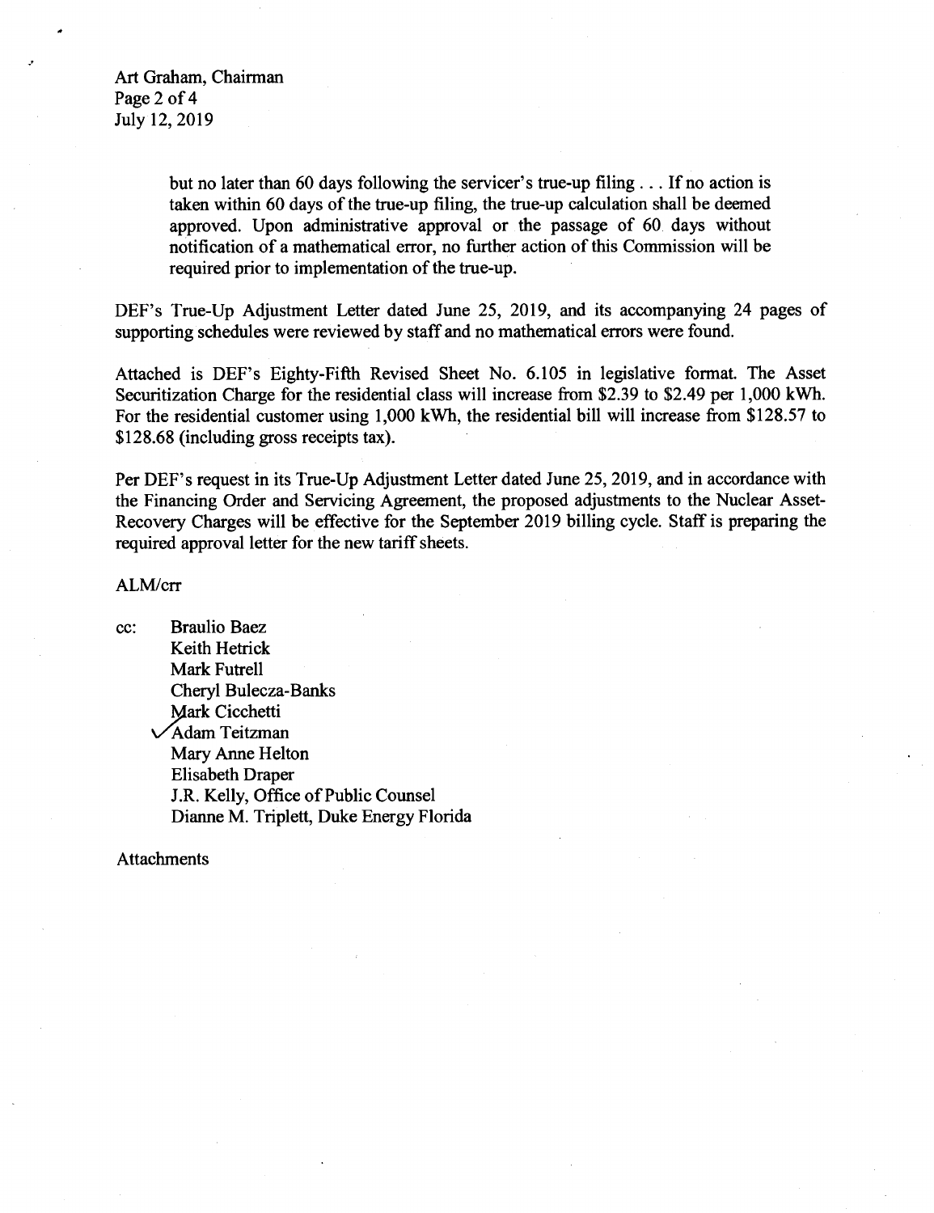> but no later than 60 days following the servicer's true-up filing . . . If no action is taken within 60 days of the true-up filing, the true-up calculation shall be deemed approved. Upon administrative approval or the passage of 60 days without notification of a mathematical error, no further action of this Commission will be required prior to implementation of the true-up.

DEF's True-Up Adjustment Letter dated June 25, 2019, and its accompanying 24 pages of supporting schedules were reviewed by staff and no mathematical errors were found.

Attached is DEF's Eighty-Fifth Revised Sheet No. 6.105 in legislative format. The Asset Securitization Charge for the residential class will increase from $2.39 to $2.49 per 1,000 kWh. For the residential customer using 1,000 kWh, the residential bill will increase from $128.57 to $128.68 (including gross receipts tax).

Per DEF's request in its True-Up Adjustment Letter dated June 25, 2019, and in accordance with the Financing Order and Servicing Agreement, the proposed adjustments to the Nuclear Asset-Recovery Charges will be effective for the September 2019 billing cycle. Staff is preparing the required approval letter for the new tariff sheets.

ALM/crr

cc: Braulio Baez
Keith Hetrick
Mark Futrell
Cheryl Bulecza-Banks
Mark Cicchetti
✓Adam Teitzman
Mary Anne Helton
Elisabeth Draper
J.R. Kelly, Office of Public Counsel
Dianne M. Triplett, Duke Energy Florida

Attachments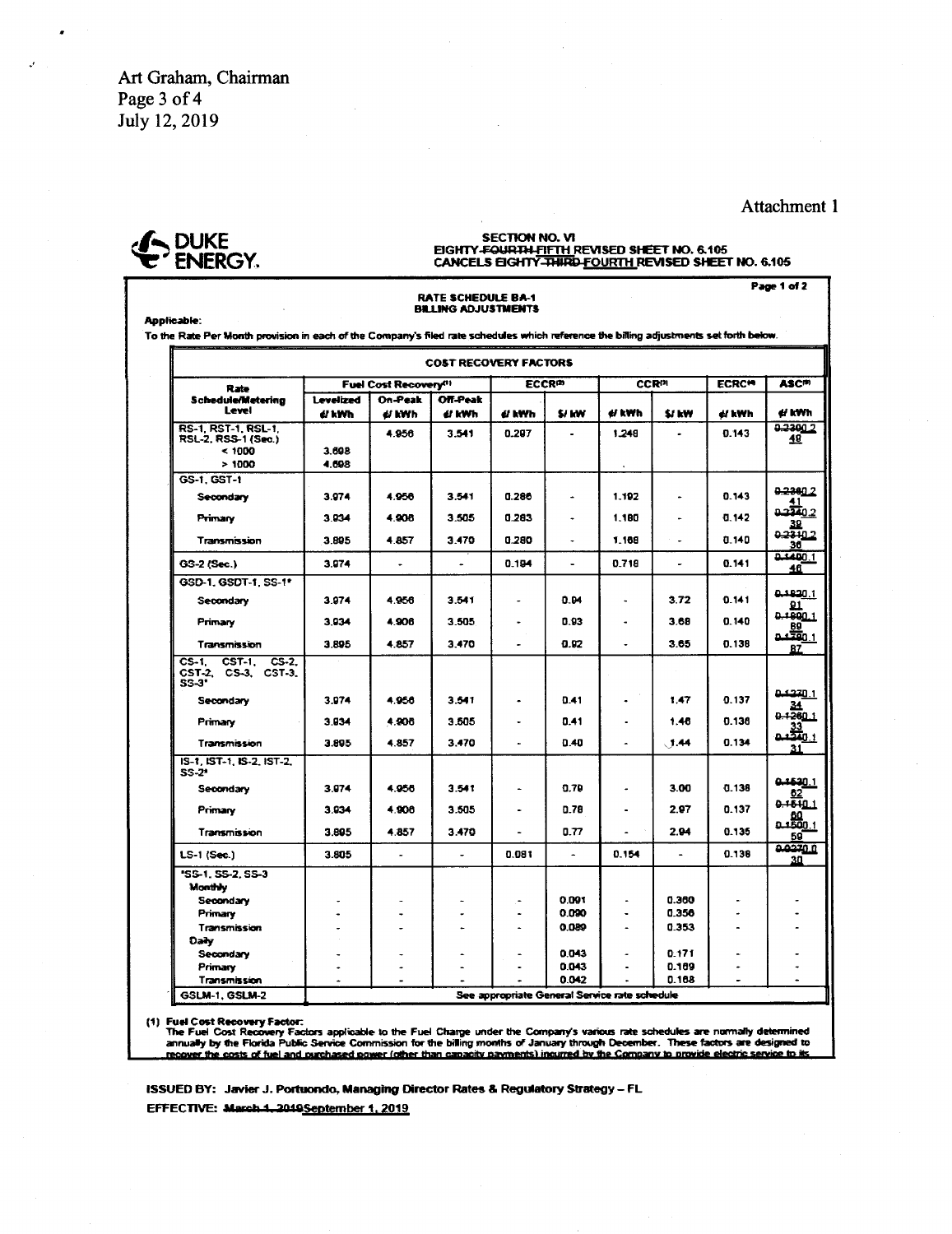Art Graham, Chairman
Page 3 of 4
July 12, 2019

Attachment 1

DUKE ENERGY.

**SECTION NO. VI**
**EIGHTY-~~FOURTH~~ FIFTH REVISED SHEET NO. 6.105**
**CANCELS EIGHTY-~~THIRD~~ FOURTH REVISED SHEET NO. 6.105**

Page 1 of 2

## RATE SCHEDULE BA-1
## BILLING ADJUSTMENTS

**Applicable:**

To the Rate Per Month provision in each of the Company's filed rate schedules which reference the billing adjustments set forth below.

**COST RECOVERY FACTORS**

| Rate Schedule/Metering Level | Fuel Cost Recovery(1) | | | ECCR(2) | | CCR(3) | | ECRC(4) | ASC(5) |
|---|---|---|---|---|---|---|---|---|---|
| | Levelized ¢/ kWh | On-Peak ¢/ kWh | Off-Peak ¢/ kWh | ¢/ kWh | $/ kW | ¢/ kWh | $/ kW | ¢/ kWh | ¢/ kWh |
| RS-1, RST-1, RSL-1, RSL-2, RSS-1 (Sec.) | | 4.956 | 3.541 | 0.297 | - | 1.249 | - | 0.143 | ~~0.230~~ 0.249 |
| < 1000 | 3.698 | | | | | | | | |
| > 1000 | 4.698 | | | | | | | | |
| GS-1, GST-1 | | | | | | | | | |
| Secondary | 3.974 | 4.956 | 3.541 | 0.286 | - | 1.192 | - | 0.143 | ~~0.236~~ 0.241 |
| Primary | 3.934 | 4.906 | 3.505 | 0.283 | - | 1.180 | - | 0.142 | ~~0.234~~ 0.239 |
| Transmission | 3.895 | 4.857 | 3.470 | 0.280 | - | 1.168 | - | 0.140 | ~~0.231~~ 0.236 |
| GS-2 (Sec.) | 3.974 | - | - | 0.194 | - | 0.718 | - | 0.141 | ~~0.140~~ 0.146 |
| GSD-1, GSDT-1, SS-1* | | | | | | | | | |
| Secondary | 3.974 | 4.956 | 3.541 | - | 0.94 | - | 3.72 | 0.141 | ~~0.182~~ 0.191 |
| Primary | 3.934 | 4.906 | 3.505 | - | 0.93 | - | 3.68 | 0.140 | ~~0.180~~ 0.189 |
| Transmission | 3.895 | 4.857 | 3.470 | - | 0.92 | - | 3.65 | 0.138 | ~~0.178~~ 0.187 |
| CS-1, CST-1, CS-2, CST-2, CS-3, CST-3, SS-3* | | | | | | | | | |
| Secondary | 3.974 | 4.956 | 3.541 | - | 0.41 | - | 1.47 | 0.137 | ~~0.127~~ 0.134 |
| Primary | 3.934 | 4.906 | 3.505 | - | 0.41 | - | 1.46 | 0.136 | ~~0.126~~ 0.133 |
| Transmission | 3.895 | 4.857 | 3.470 | - | 0.40 | - | 1.44 | 0.134 | ~~0.124~~ 0.131 |
| IS-1, IST-1, IS-2, IST-2, SS-2* | | | | | | | | | |
| Secondary | 3.974 | 4.956 | 3.541 | - | 0.79 | - | 3.00 | 0.138 | ~~0.153~~ 0.162 |
| Primary | 3.934 | 4.906 | 3.505 | - | 0.78 | - | 2.97 | 0.137 | ~~0.151~~ 0.160 |
| Transmission | 3.895 | 4.857 | 3.470 | - | 0.77 | - | 2.94 | 0.135 | ~~0.150~~ 0.159 |
| LS-1 (Sec.) | 3.805 | - | - | 0.081 | - | 0.154 | - | 0.138 | ~~0.027~~ 0.030 |
| *SS-1, SS-2, SS-3 | | | | | | | | | |
| Monthly | | | | | | | | | |
| Secondary | - | - | - | - | 0.091 | - | 0.360 | - | - |
| Primary | - | - | - | - | 0.090 | - | 0.356 | - | - |
| Transmission | - | - | - | - | 0.089 | - | 0.353 | - | - |
| Daily | | | | | | | | | |
| Secondary | - | - | - | - | 0.043 | - | 0.171 | - | - |
| Primary | - | - | - | - | 0.043 | - | 0.169 | - | - |
| Transmission | - | - | - | - | 0.042 | - | 0.168 | - | - |
| GSLM-1, GSLM-2 | See appropriate General Service rate schedule | | | | | | | | |

(1) **Fuel Cost Recovery Factor:**
The Fuel Cost Recovery Factors applicable to the Fuel Charge under the Company's various rate schedules are normally determined annually by the Florida Public Service Commission for the billing months of January through December. These factors are designed to recover the costs of fuel and purchased power (other than capacity payments) incurred by the Company to provide electric service to its

**ISSUED BY:** Javier J. Portuondo, Managing Director Rates & Regulatory Strategy – FL

**EFFECTIVE:** ~~March 1, 2019~~ September 1, 2019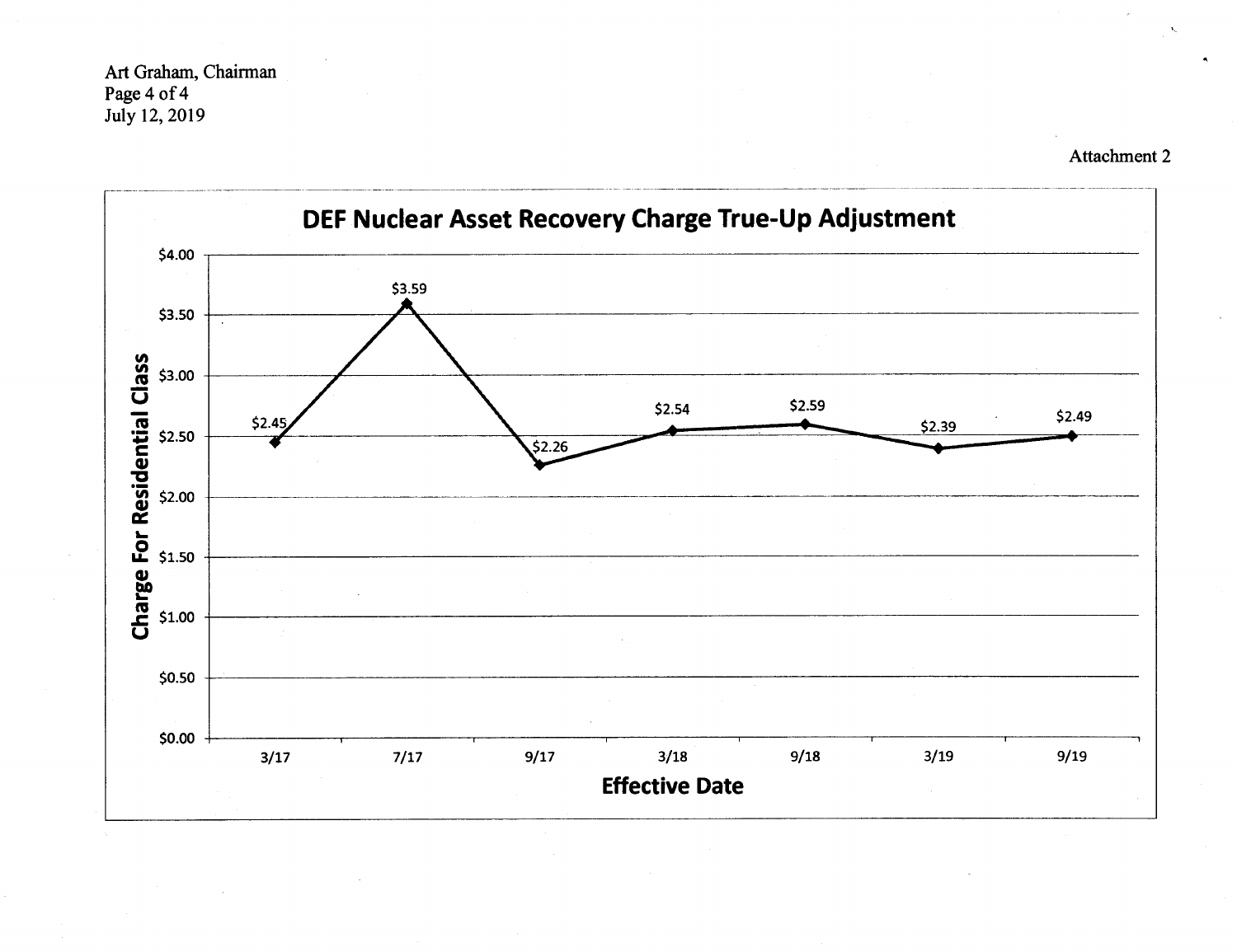Art Graham, Chairman
July 12, 2019

Attachment 2

DEF Nuclear Asset Recovery Charge True-Up Adjustment

Charge For Residential Class

$4.00
$3.50
$3.00
$2.50
$2.00
$1.50
$1.00
$0.50
$0.00

$2.45
$3.59
$2.26
$2.54
$2.59
$2.39
$2.49

3/17
7/17
9/17
3/18
9/18
3/19
9/19

Effective Date